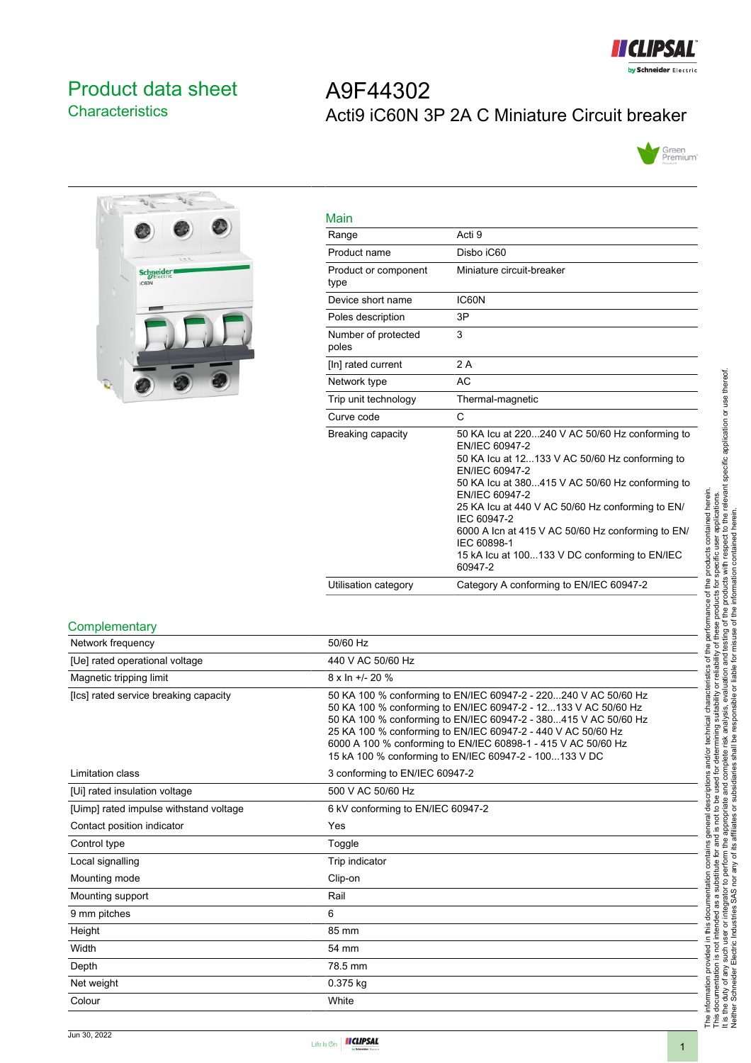# Product data sheet
## Characteristics

# A9F44302
## Acti9 iC60N 3P 2A C Miniature Circuit breaker

### Main

| | |
|---|---|
| Range | Acti 9 |
| Product name | Disbo iC60 |
| Product or component type | Miniature circuit-breaker |
| Device short name | IC60N |
| Poles description | 3P |
| Number of protected poles | 3 |
| [In] rated current | 2 A |
| Network type | AC |
| Trip unit technology | Thermal-magnetic |
| Curve code | C |
| Breaking capacity | 50 KA Icu at 220...240 V AC 50/60 Hz conforming to EN/IEC 60947-2<br>50 KA Icu at 12...133 V AC 50/60 Hz conforming to EN/IEC 60947-2<br>50 KA Icu at 380...415 V AC 50/60 Hz conforming to EN/IEC 60947-2<br>25 KA Icu at 440 V AC 50/60 Hz conforming to EN/IEC 60947-2<br>6000 A Icn at 415 V AC 50/60 Hz conforming to EN/IEC 60898-1<br>15 kA Icu at 100...133 V DC conforming to EN/IEC 60947-2 |
| Utilisation category | Category A conforming to EN/IEC 60947-2 |

### Complementary

| | |
|---|---|
| Network frequency | 50/60 Hz |
| [Ue] rated operational voltage | 440 V AC 50/60 Hz |
| Magnetic tripping limit | 8 x In +/- 20 % |
| [Ics] rated service breaking capacity | 50 KA 100 % conforming to EN/IEC 60947-2 - 220...240 V AC 50/60 Hz<br>50 KA 100 % conforming to EN/IEC 60947-2 - 12...133 V AC 50/60 Hz<br>50 KA 100 % conforming to EN/IEC 60947-2 - 380...415 V AC 50/60 Hz<br>25 KA 100 % conforming to EN/IEC 60947-2 - 440 V AC 50/60 Hz<br>6000 A 100 % conforming to EN/IEC 60898-1 - 415 V AC 50/60 Hz<br>15 kA 100 % conforming to EN/IEC 60947-2 - 100...133 V DC |
| Limitation class | 3 conforming to EN/IEC 60947-2 |
| [Ui] rated insulation voltage | 500 V AC 50/60 Hz |
| [Uimp] rated impulse withstand voltage | 6 kV conforming to EN/IEC 60947-2 |
| Contact position indicator | Yes |
| Control type | Toggle |
| Local signalling | Trip indicator |
| Mounting mode | Clip-on |
| Mounting support | Rail |
| 9 mm pitches | 6 |
| Height | 85 mm |
| Width | 54 mm |
| Depth | 78.5 mm |
| Net weight | 0.375 kg |
| Colour | White |

Jun 30, 2022

The information provided in this documentation contains general descriptions and/or technical characteristics of the performance of the products contained herein. This documentation is not intended as a substitute for and is not to be used for determining suitability or reliability of these products for specific user applications. It is the duty of any such user or integrator to perform the appropriate and complete risk analysis, evaluation and testing of the products with respect to the relevant specific application or use thereof. Neither Schneider Electric Industries SAS nor any of its affiliates or subsidiaries shall be responsible or liable for misuse of the information contained herein.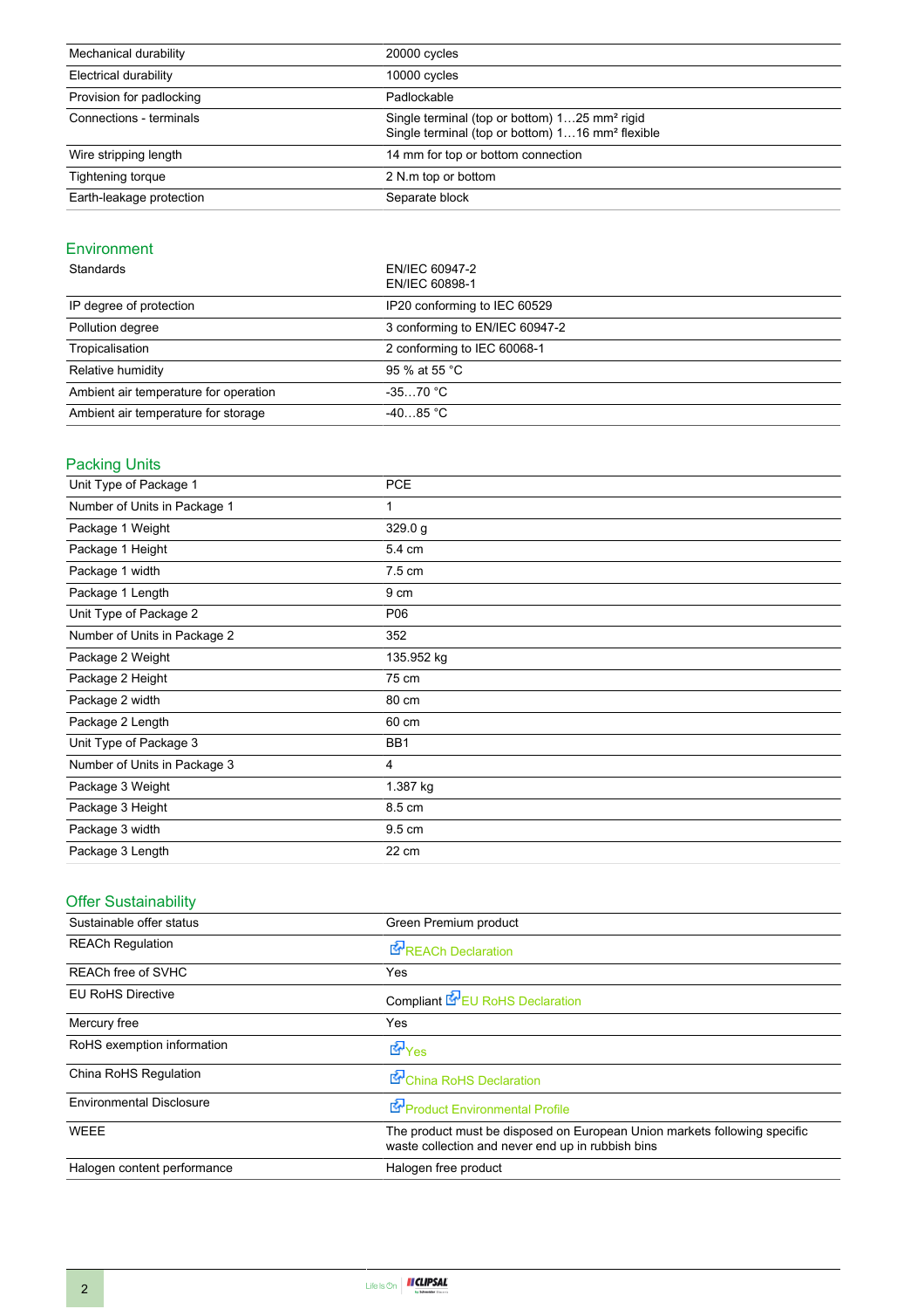| | |
|---|---|
| Mechanical durability | 20000 cycles |
| Electrical durability | 10000 cycles |
| Provision for padlocking | Padlockable |
| Connections - terminals | Single terminal (top or bottom) 1…25 mm² rigid<br>Single terminal (top or bottom) 1…16 mm² flexible |
| Wire stripping length | 14 mm for top or bottom connection |
| Tightening torque | 2 N.m top or bottom |
| Earth-leakage protection | Separate block |

## Environment

| | |
|---|---|
| Standards | EN/IEC 60947-2<br>EN/IEC 60898-1 |
| IP degree of protection | IP20 conforming to IEC 60529 |
| Pollution degree | 3 conforming to EN/IEC 60947-2 |
| Tropicalisation | 2 conforming to IEC 60068-1 |
| Relative humidity | 95 % at 55 °C |
| Ambient air temperature for operation | -35…70 °C |
| Ambient air temperature for storage | -40…85 °C |

## Packing Units

| | |
|---|---|
| Unit Type of Package 1 | PCE |
| Number of Units in Package 1 | 1 |
| Package 1 Weight | 329.0 g |
| Package 1 Height | 5.4 cm |
| Package 1 width | 7.5 cm |
| Package 1 Length | 9 cm |
| Unit Type of Package 2 | P06 |
| Number of Units in Package 2 | 352 |
| Package 2 Weight | 135.952 kg |
| Package 2 Height | 75 cm |
| Package 2 width | 80 cm |
| Package 2 Length | 60 cm |
| Unit Type of Package 3 | BB1 |
| Number of Units in Package 3 | 4 |
| Package 3 Weight | 1.387 kg |
| Package 3 Height | 8.5 cm |
| Package 3 width | 9.5 cm |
| Package 3 Length | 22 cm |

## Offer Sustainability

| | |
|---|---|
| Sustainable offer status | Green Premium product |
| REACh Regulation | REACh Declaration |
| REACh free of SVHC | Yes |
| EU RoHS Directive | Compliant EU RoHS Declaration |
| Mercury free | Yes |
| RoHS exemption information | Yes |
| China RoHS Regulation | China RoHS Declaration |
| Environmental Disclosure | Product Environmental Profile |
| WEEE | The product must be disposed on European Union markets following specific waste collection and never end up in rubbish bins |
| Halogen content performance | Halogen free product |